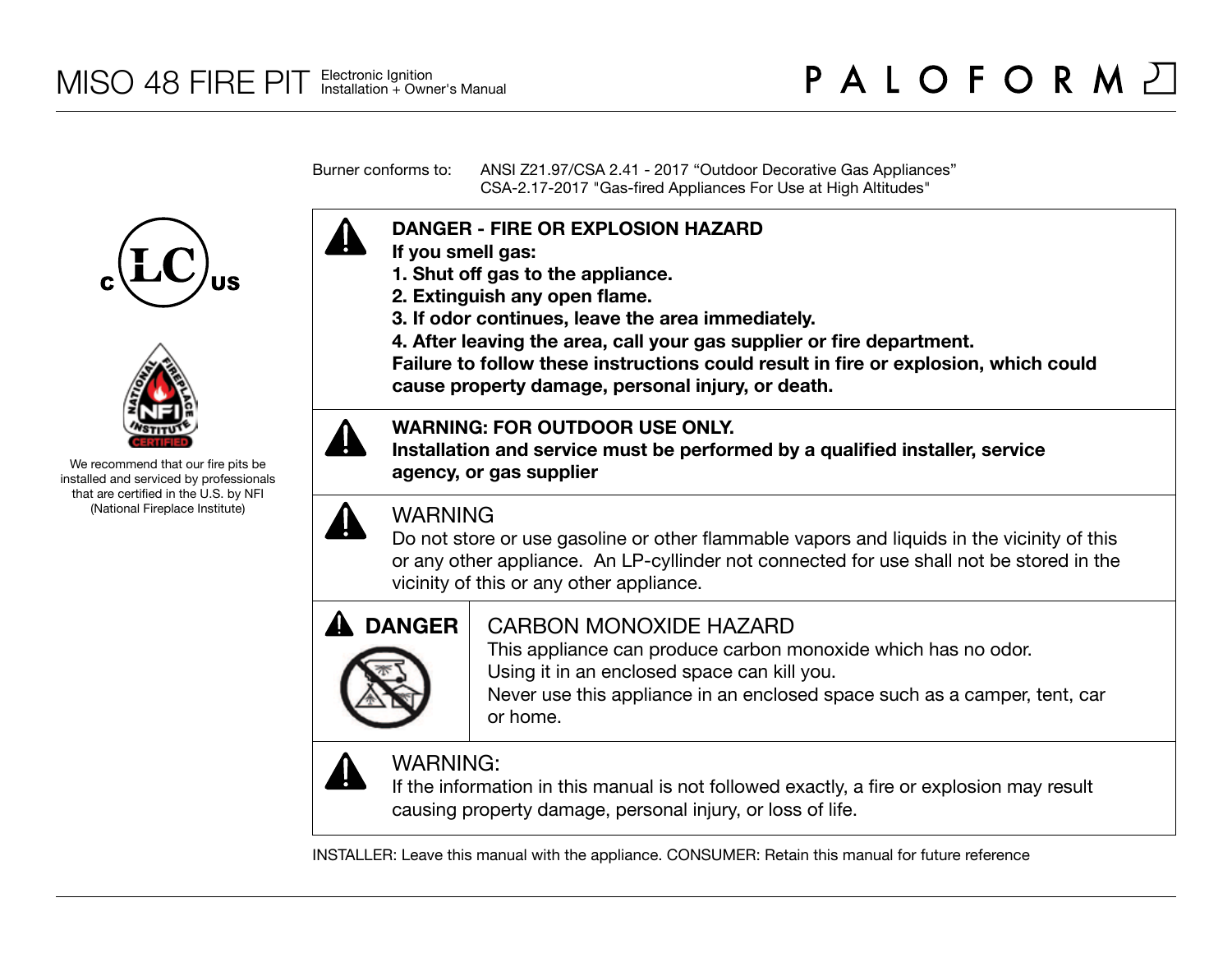# MISO 48 FIRE PIT

Electronic Ignition
Installation + Owner's Manual

PALOFORM

We recommend that our fire pits be installed and serviced by professionals that are certified in the U.S. by NFI (National Fireplace Institute)

Burner conforms to: ANSI Z21.97/CSA 2.41 - 2017 "Outdoor Decorative Gas Appliances"
CSA-2.17-2017 "Gas-fired Appliances For Use at High Altitudes"

**DANGER - FIRE OR EXPLOSION HAZARD**
**If you smell gas:**
**1. Shut off gas to the appliance.**
**2. Extinguish any open flame.**
**3. If odor continues, leave the area immediately.**
**4. After leaving the area, call your gas supplier or fire department.**
**Failure to follow these instructions could result in fire or explosion, which could cause property damage, personal injury, or death.**

**WARNING: FOR OUTDOOR USE ONLY.**
**Installation and service must be performed by a qualified installer, service agency, or gas supplier**

WARNING
Do not store or use gasoline or other flammable vapors and liquids in the vicinity of this or any other appliance. An LP-cyllinder not connected for use shall not be stored in the vicinity of this or any other appliance.

**DANGER**

CARBON MONOXIDE HAZARD
This appliance can produce carbon monoxide which has no odor.
Using it in an enclosed space can kill you.
Never use this appliance in an enclosed space such as a camper, tent, car or home.

WARNING:
If the information in this manual is not followed exactly, a fire or explosion may result causing property damage, personal injury, or loss of life.

INSTALLER: Leave this manual with the appliance. CONSUMER: Retain this manual for future reference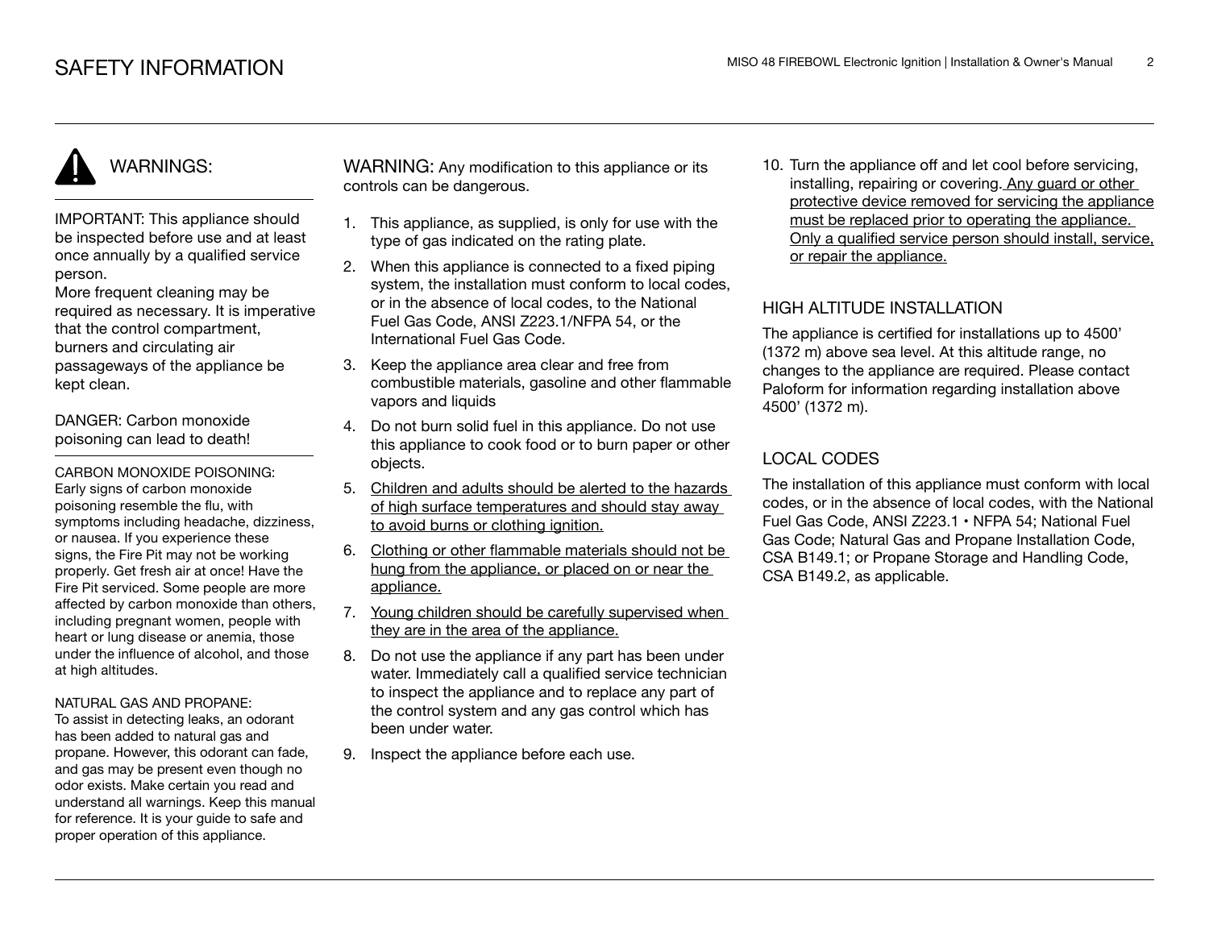# SAFETY INFORMATION

## WARNINGS:

IMPORTANT: This appliance should be inspected before use and at least once annually by a qualified service person.
More frequent cleaning may be required as necessary. It is imperative that the control compartment, burners and circulating air passageways of the appliance be kept clean.

DANGER: Carbon monoxide poisoning can lead to death!

CARBON MONOXIDE POISONING:
Early signs of carbon monoxide poisoning resemble the flu, with symptoms including headache, dizziness, or nausea. If you experience these signs, the Fire Pit may not be working properly. Get fresh air at once! Have the Fire Pit serviced. Some people are more affected by carbon monoxide than others, including pregnant women, people with heart or lung disease or anemia, those under the influence of alcohol, and those at high altitudes.

NATURAL GAS AND PROPANE:
To assist in detecting leaks, an odorant has been added to natural gas and propane. However, this odorant can fade, and gas may be present even though no odor exists. Make certain you read and understand all warnings. Keep this manual for reference. It is your guide to safe and proper operation of this appliance.

WARNING: Any modification to this appliance or its controls can be dangerous.

1. This appliance, as supplied, is only for use with the type of gas indicated on the rating plate.
2. When this appliance is connected to a fixed piping system, the installation must conform to local codes, or in the absence of local codes, to the National Fuel Gas Code, ANSI Z223.1/NFPA 54, or the International Fuel Gas Code.
3. Keep the appliance area clear and free from combustible materials, gasoline and other flammable vapors and liquids
4. Do not burn solid fuel in this appliance. Do not use this appliance to cook food or to burn paper or other objects.
5. <u>Children and adults should be alerted to the hazards of high surface temperatures and should stay away to avoid burns or clothing ignition.</u>
6. <u>Clothing or other flammable materials should not be hung from the appliance, or placed on or near the appliance.</u>
7. <u>Young children should be carefully supervised when they are in the area of the appliance.</u>
8. Do not use the appliance if any part has been under water. Immediately call a qualified service technician to inspect the appliance and to replace any part of the control system and any gas control which has been under water.
9. Inspect the appliance before each use.
10. Turn the appliance off and let cool before servicing, installing, repairing or covering. <u>Any guard or other protective device removed for servicing the appliance must be replaced prior to operating the appliance. Only a qualified service person should install, service, or repair the appliance.</u>

## HIGH ALTITUDE INSTALLATION

The appliance is certified for installations up to 4500' (1372 m) above sea level. At this altitude range, no changes to the appliance are required. Please contact Paloform for information regarding installation above 4500' (1372 m).

## LOCAL CODES

The installation of this appliance must conform with local codes, or in the absence of local codes, with the National Fuel Gas Code, ANSI Z223.1 • NFPA 54; National Fuel Gas Code; Natural Gas and Propane Installation Code, CSA B149.1; or Propane Storage and Handling Code, CSA B149.2, as applicable.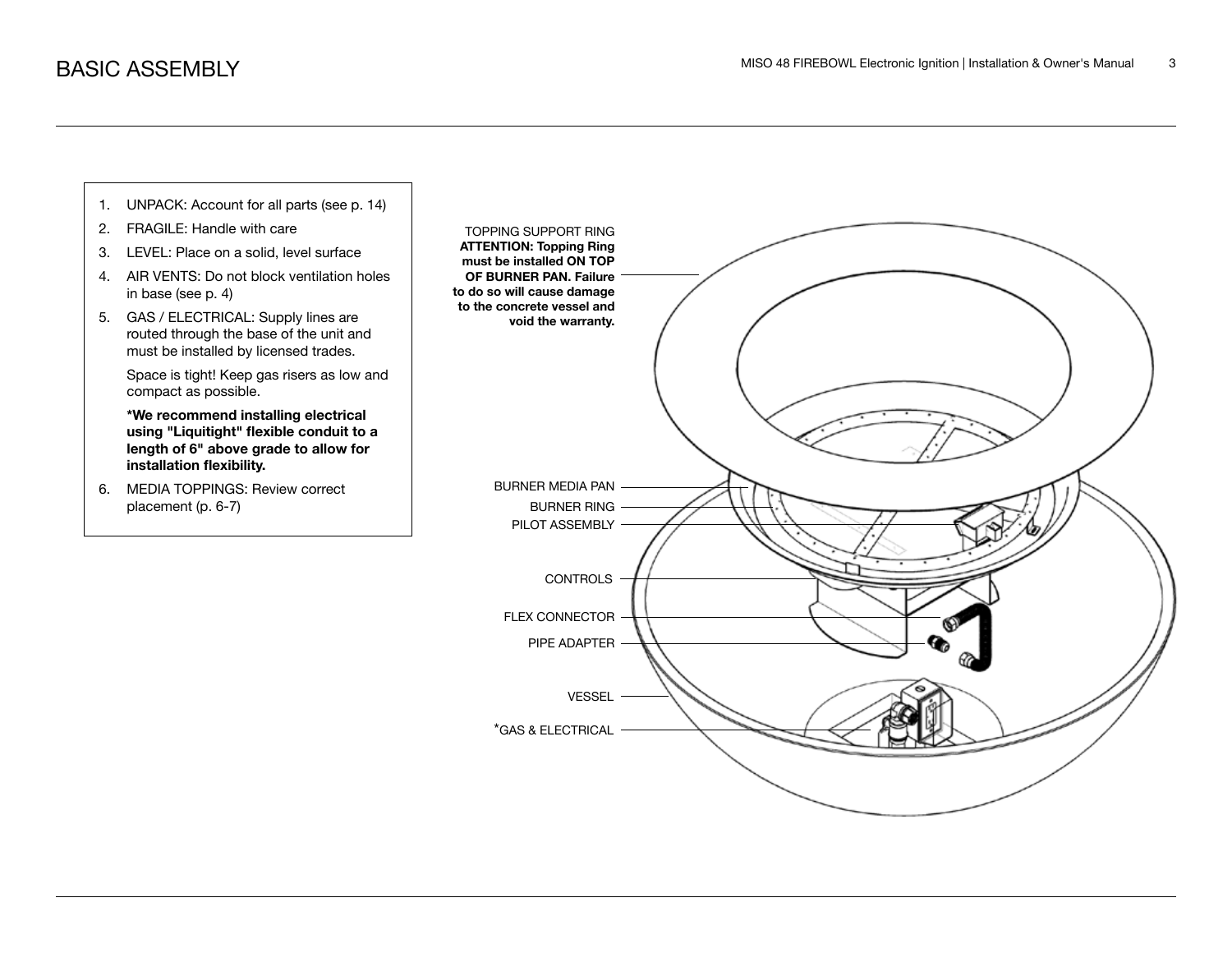# BASIC ASSEMBLY

1. UNPACK: Account for all parts (see p. 14)
2. FRAGILE: Handle with care
3. LEVEL: Place on a solid, level surface
4. AIR VENTS: Do not block ventilation holes in base (see p. 4)
5. GAS / ELECTRICAL: Supply lines are routed through the base of the unit and must be installed by licensed trades.

   Space is tight! Keep gas risers as low and compact as possible.

   **\*We recommend installing electrical using "Liquitight" flexible conduit to a length of 6" above grade to allow for installation flexibility.**
6. MEDIA TOPPINGS: Review correct placement (p. 6-7)

TOPPING SUPPORT RING
**ATTENTION: Topping Ring must be installed ON TOP OF BURNER PAN. Failure to do so will cause damage to the concrete vessel and void the warranty.**

BURNER MEDIA PAN

BURNER RING

PILOT ASSEMBLY

CONTROLS

FLEX CONNECTOR

PIPE ADAPTER

VESSEL

*GAS & ELECTRICAL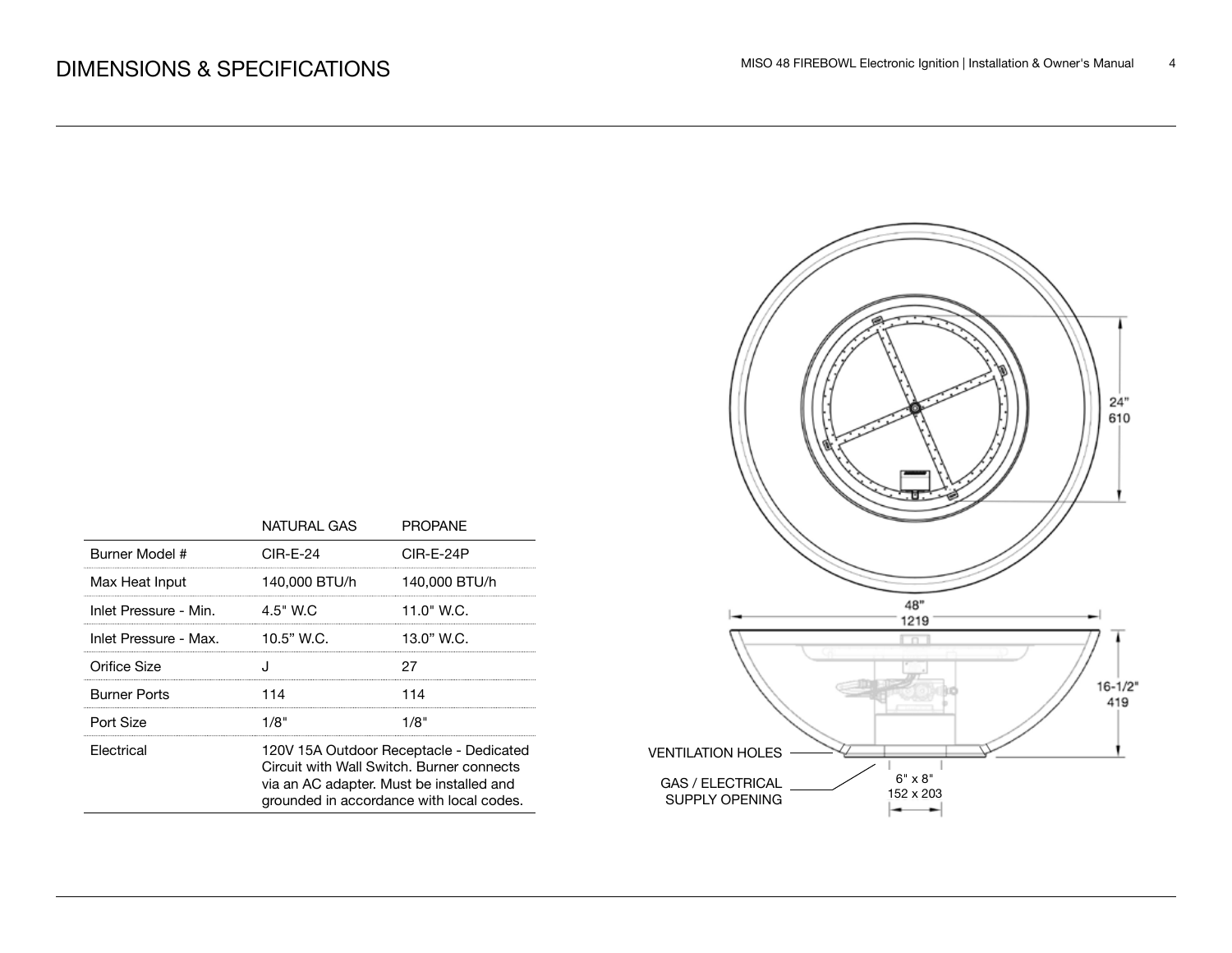# DIMENSIONS & SPECIFICATIONS

| | NATURAL GAS | PROPANE |
|---|---|---|
| Burner Model # | CIR-E-24 | CIR-E-24P |
| Max Heat Input | 140,000 BTU/h | 140,000 BTU/h |
| Inlet Pressure - Min. | 4.5" W.C | 11.0" W.C. |
| Inlet Pressure - Max. | 10.5" W.C. | 13.0" W.C. |
| Orifice Size | J | 27 |
| Burner Ports | 114 | 114 |
| Port Size | 1/8" | 1/8" |
| Electrical | 120V 15A Outdoor Receptacle - Dedicated Circuit with Wall Switch. Burner connects via an AC adapter. Must be installed and grounded in accordance with local codes. | |

24"
610

48"
1219

16-1/2"
419

VENTILATION HOLES

GAS / ELECTRICAL SUPPLY OPENING

6" x 8"
152 x 203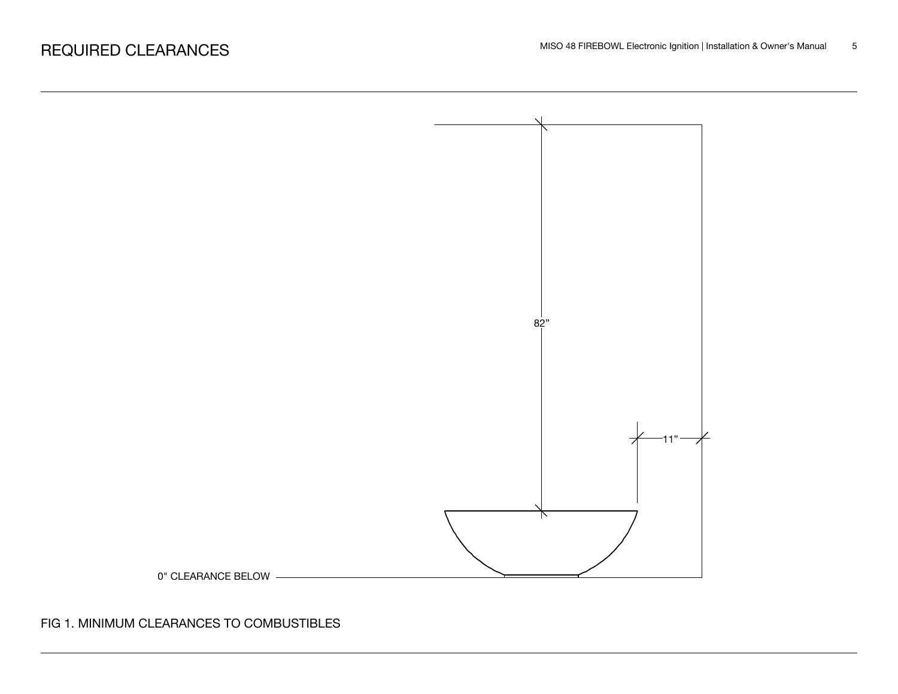# REQUIRED CLEARANCES

82”

11”

0" CLEARANCE BELOW

FIG 1. MINIMUM CLEARANCES TO COMBUSTIBLES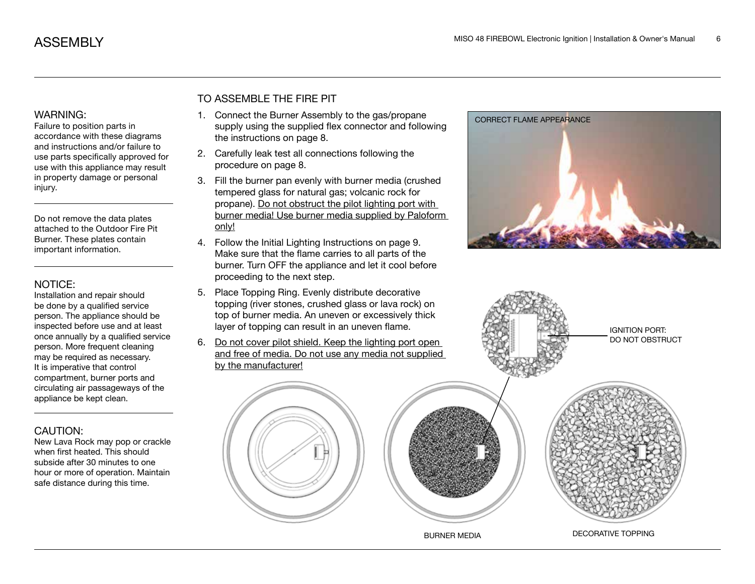# ASSEMBLY

WARNING:
Failure to position parts in accordance with these diagrams and instructions and/or failure to use parts specifically approved for use with this appliance may result in property damage or personal injury.

Do not remove the data plates attached to the Outdoor Fire Pit Burner. These plates contain important information.

NOTICE:
Installation and repair should be done by a qualified service person. The appliance should be inspected before use and at least once annually by a qualified service person. More frequent cleaning may be required as necessary. It is imperative that control compartment, burner ports and circulating air passageways of the appliance be kept clean.

CAUTION:
New Lava Rock may pop or crackle when first heated. This should subside after 30 minutes to one hour or more of operation. Maintain safe distance during this time.

## TO ASSEMBLE THE FIRE PIT

1. Connect the Burner Assembly to the gas/propane supply using the supplied flex connector and following the instructions on page 8.
2. Carefully leak test all connections following the procedure on page 8.
3. Fill the burner pan evenly with burner media (crushed tempered glass for natural gas; volcanic rock for propane). <u>Do not obstruct the pilot lighting port with burner media! Use burner media supplied by Paloform only!</u>
4. Follow the Initial Lighting Instructions on page 9. Make sure that the flame carries to all parts of the burner. Turn OFF the appliance and let it cool before proceeding to the next step.
5. Place Topping Ring. Evenly distribute decorative topping (river stones, crushed glass or lava rock) on top of burner media. An uneven or excessively thick layer of topping can result in an uneven flame.
6. <u>Do not cover pilot shield. Keep the lighting port open and free of media. Do not use any media not supplied by the manufacturer!</u>

CORRECT FLAME APPEARANCE

IGNITION PORT: DO NOT OBSTRUCT

BURNER MEDIA

DECORATIVE TOPPING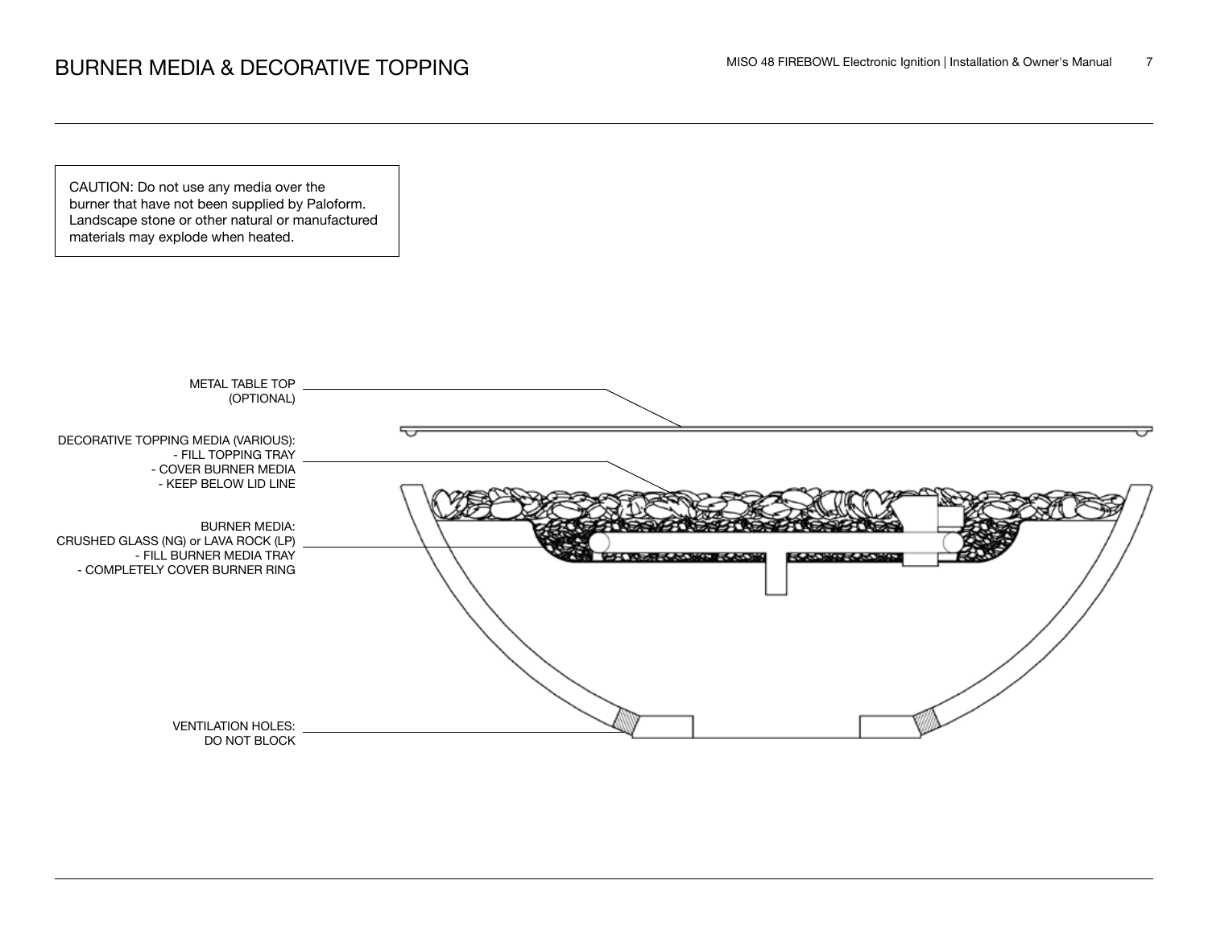# BURNER MEDIA & DECORATIVE TOPPING

CAUTION: Do not use any media over the burner that have not been supplied by Paloform. Landscape stone or other natural or manufactured materials may explode when heated.

METAL TABLE TOP (OPTIONAL)

DECORATIVE TOPPING MEDIA (VARIOUS):
- FILL TOPPING TRAY
- COVER BURNER MEDIA
- KEEP BELOW LID LINE

BURNER MEDIA:
CRUSHED GLASS (NG) or LAVA ROCK (LP)
- FILL BURNER MEDIA TRAY
- COMPLETELY COVER BURNER RING

VENTILATION HOLES:
DO NOT BLOCK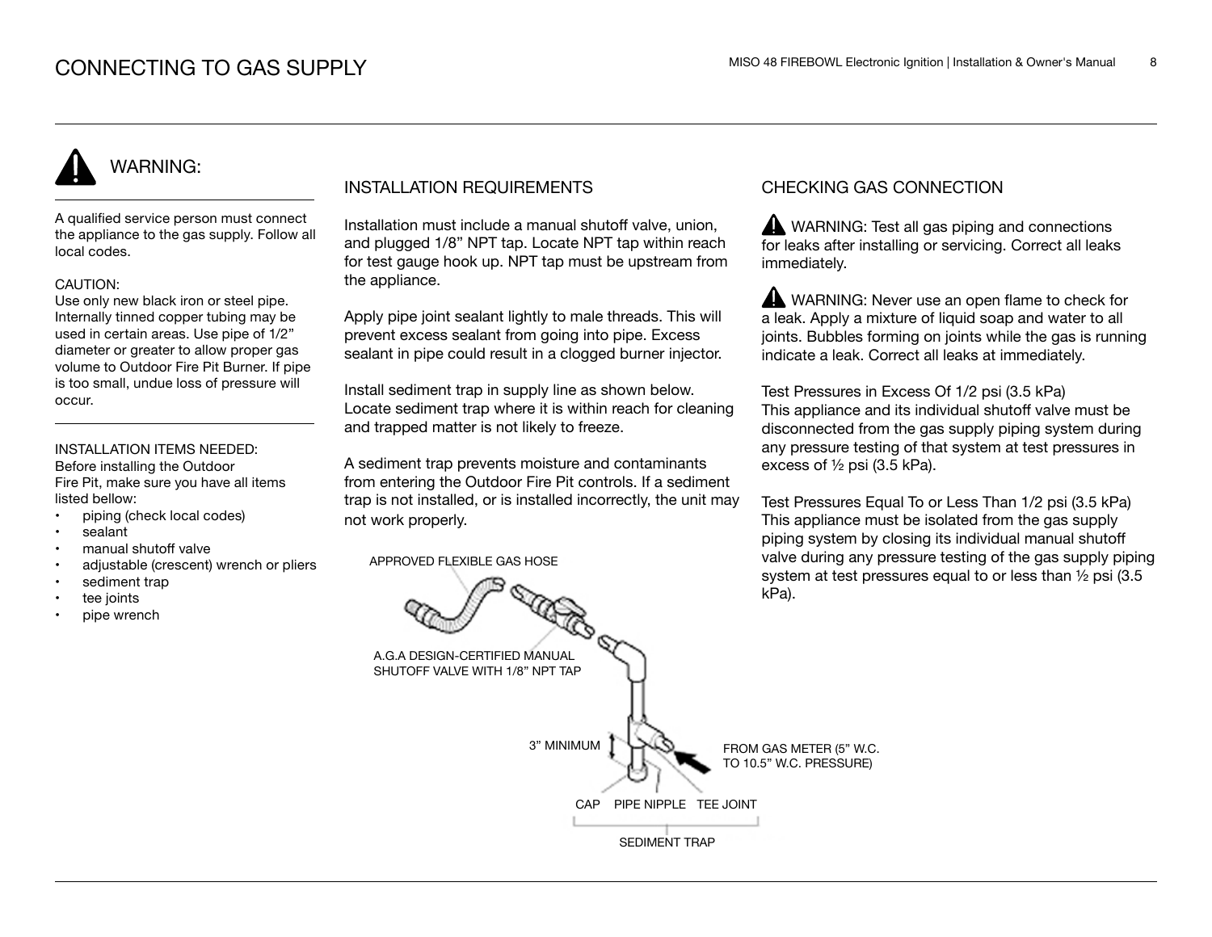# CONNECTING TO GAS SUPPLY

## WARNING:

A qualified service person must connect the appliance to the gas supply. Follow all local codes.

CAUTION:
Use only new black iron or steel pipe. Internally tinned copper tubing may be used in certain areas. Use pipe of 1/2" diameter or greater to allow proper gas volume to Outdoor Fire Pit Burner. If pipe is too small, undue loss of pressure will occur.

INSTALLATION ITEMS NEEDED:
Before installing the Outdoor Fire Pit, make sure you have all items listed bellow:

- piping (check local codes)
- sealant
- manual shutoff valve
- adjustable (crescent) wrench or pliers
- sediment trap
- tee joints
- pipe wrench

## INSTALLATION REQUIREMENTS

Installation must include a manual shutoff valve, union, and plugged 1/8" NPT tap. Locate NPT tap within reach for test gauge hook up. NPT tap must be upstream from the appliance.

Apply pipe joint sealant lightly to male threads. This will prevent excess sealant from going into pipe. Excess sealant in pipe could result in a clogged burner injector.

Install sediment trap in supply line as shown below. Locate sediment trap where it is within reach for cleaning and trapped matter is not likely to freeze.

A sediment trap prevents moisture and contaminants from entering the Outdoor Fire Pit controls. If a sediment trap is not installed, or is installed incorrectly, the unit may not work properly.

APPROVED FLEXIBLE GAS HOSE

A.G.A DESIGN-CERTIFIED MANUAL SHUTOFF VALVE WITH 1/8" NPT TAP

3" MINIMUM

FROM GAS METER (5" W.C. TO 10.5" W.C. PRESSURE)

CAP PIPE NIPPLE TEE JOINT

SEDIMENT TRAP

## CHECKING GAS CONNECTION

WARNING: Test all gas piping and connections for leaks after installing or servicing. Correct all leaks immediately.

WARNING: Never use an open flame to check for a leak. Apply a mixture of liquid soap and water to all joints. Bubbles forming on joints while the gas is running indicate a leak. Correct all leaks at immediately.

Test Pressures in Excess Of 1/2 psi (3.5 kPa)
This appliance and its individual shutoff valve must be disconnected from the gas supply piping system during any pressure testing of that system at test pressures in excess of ½ psi (3.5 kPa).

Test Pressures Equal To or Less Than 1/2 psi (3.5 kPa)
This appliance must be isolated from the gas supply piping system by closing its individual manual shutoff valve during any pressure testing of the gas supply piping system at test pressures equal to or less than ½ psi (3.5 kPa).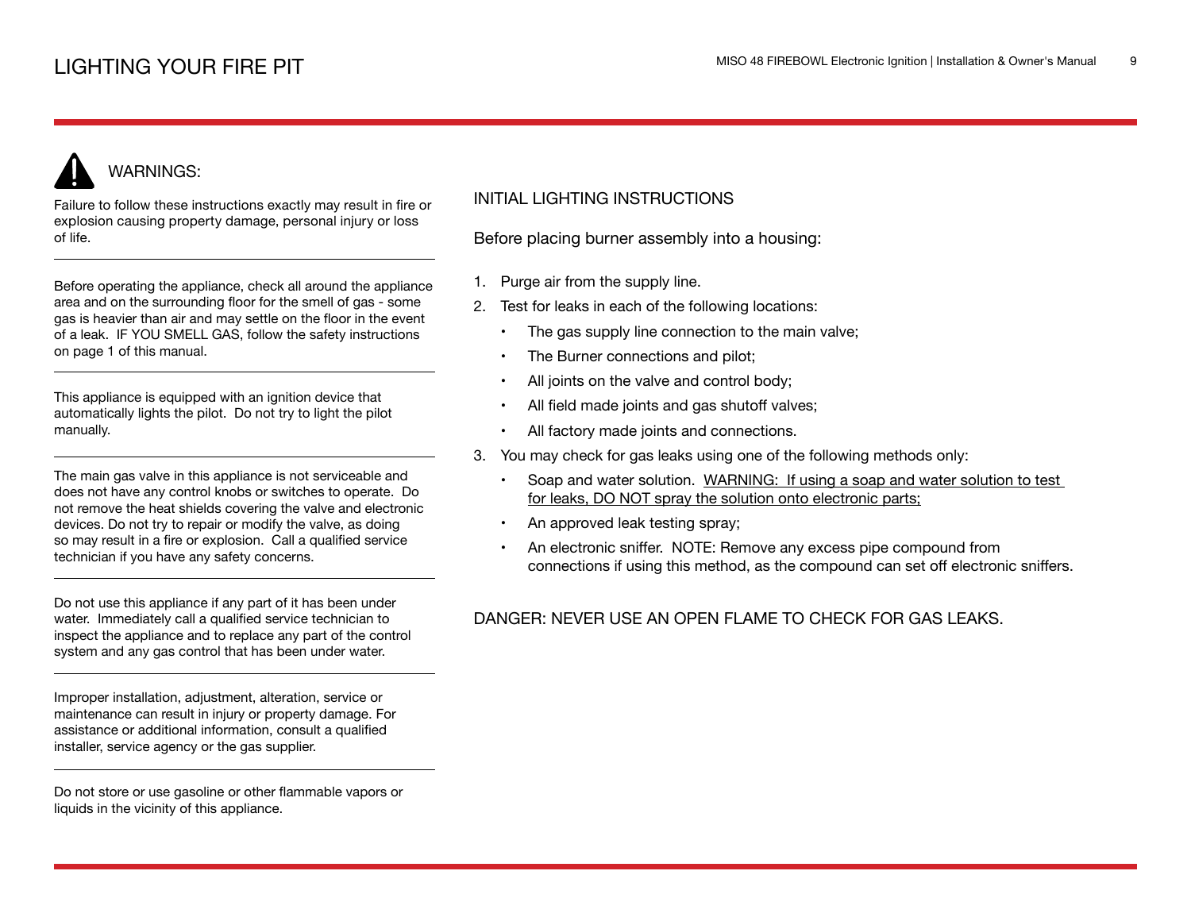# LIGHTING YOUR FIRE PIT

## WARNINGS:

Failure to follow these instructions exactly may result in fire or explosion causing property damage, personal injury or loss of life.

---

Before operating the appliance, check all around the appliance area and on the surrounding floor for the smell of gas - some gas is heavier than air and may settle on the floor in the event of a leak. IF YOU SMELL GAS, follow the safety instructions on page 1 of this manual.

---

This appliance is equipped with an ignition device that automatically lights the pilot. Do not try to light the pilot manually.

---

The main gas valve in this appliance is not serviceable and does not have any control knobs or switches to operate. Do not remove the heat shields covering the valve and electronic devices. Do not try to repair or modify the valve, as doing so may result in a fire or explosion. Call a qualified service technician if you have any safety concerns.

---

Do not use this appliance if any part of it has been under water. Immediately call a qualified service technician to inspect the appliance and to replace any part of the control system and any gas control that has been under water.

---

Improper installation, adjustment, alteration, service or maintenance can result in injury or property damage. For assistance or additional information, consult a qualified installer, service agency or the gas supplier.

---

Do not store or use gasoline or other flammable vapors or liquids in the vicinity of this appliance.

## INITIAL LIGHTING INSTRUCTIONS

Before placing burner assembly into a housing:

1. Purge air from the supply line.
2. Test for leaks in each of the following locations:
   - The gas supply line connection to the main valve;
   - The Burner connections and pilot;
   - All joints on the valve and control body;
   - All field made joints and gas shutoff valves;
   - All factory made joints and connections.
3. You may check for gas leaks using one of the following methods only:
   - Soap and water solution. <u>WARNING: If using a soap and water solution to test for leaks, DO NOT spray the solution onto electronic parts;</u>
   - An approved leak testing spray;
   - An electronic sniffer. NOTE: Remove any excess pipe compound from connections if using this method, as the compound can set off electronic sniffers.

DANGER: NEVER USE AN OPEN FLAME TO CHECK FOR GAS LEAKS.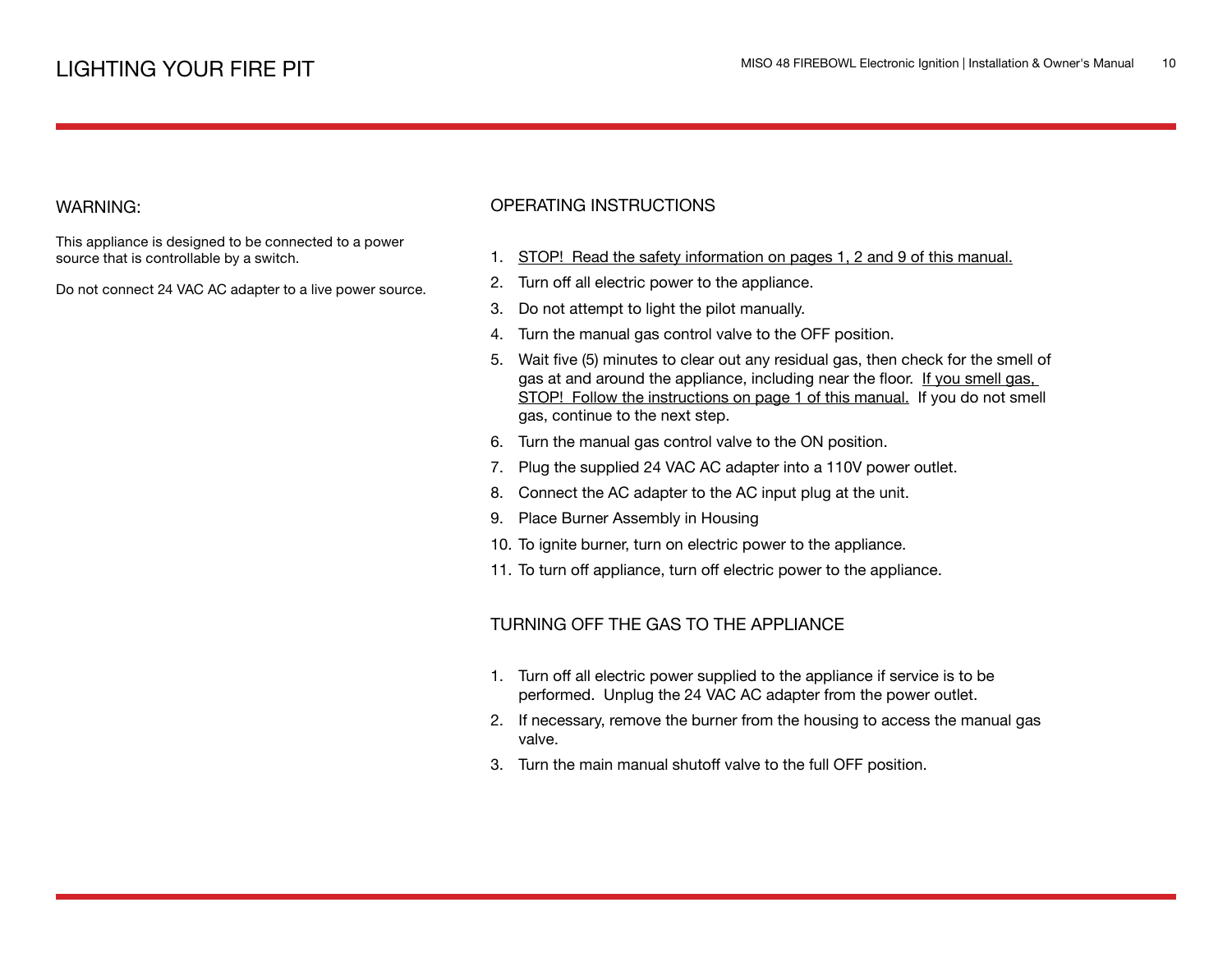# LIGHTING YOUR FIRE PIT

## WARNING:

This appliance is designed to be connected to a power source that is controllable by a switch.

Do not connect 24 VAC AC adapter to a live power source.

## OPERATING INSTRUCTIONS

1. STOP! Read the safety information on pages 1, 2 and 9 of this manual.
2. Turn off all electric power to the appliance.
3. Do not attempt to light the pilot manually.
4. Turn the manual gas control valve to the OFF position.
5. Wait five (5) minutes to clear out any residual gas, then check for the smell of gas at and around the appliance, including near the floor. If you smell gas, STOP! Follow the instructions on page 1 of this manual. If you do not smell gas, continue to the next step.
6. Turn the manual gas control valve to the ON position.
7. Plug the supplied 24 VAC AC adapter into a 110V power outlet.
8. Connect the AC adapter to the AC input plug at the unit.
9. Place Burner Assembly in Housing
10. To ignite burner, turn on electric power to the appliance.
11. To turn off appliance, turn off electric power to the appliance.

## TURNING OFF THE GAS TO THE APPLIANCE

1. Turn off all electric power supplied to the appliance if service is to be performed. Unplug the 24 VAC AC adapter from the power outlet.
2. If necessary, remove the burner from the housing to access the manual gas valve.
3. Turn the main manual shutoff valve to the full OFF position.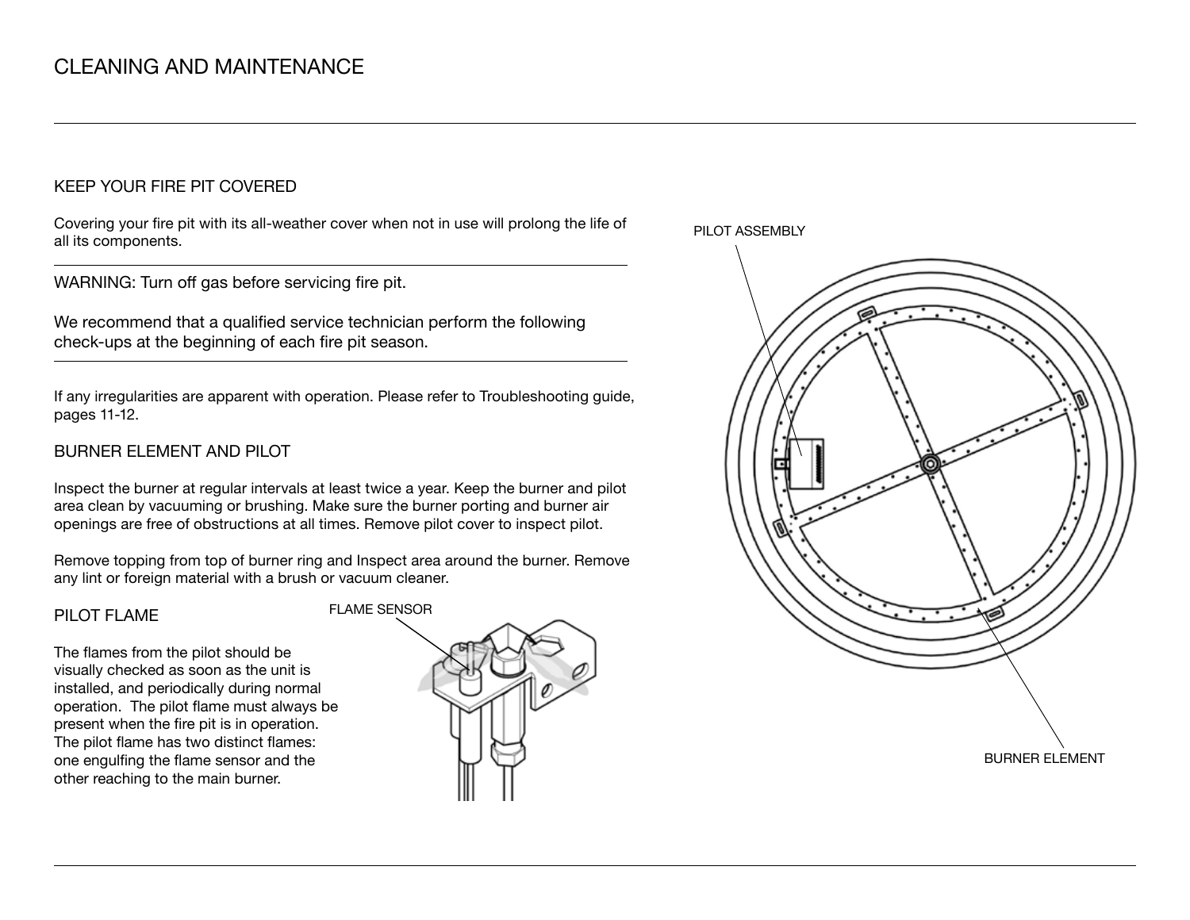# CLEANING AND MAINTENANCE

## KEEP YOUR FIRE PIT COVERED

Covering your fire pit with its all-weather cover when not in use will prolong the life of all its components.

WARNING: Turn off gas before servicing fire pit.

We recommend that a qualified service technician perform the following check-ups at the beginning of each fire pit season.

If any irregularities are apparent with operation. Please refer to Troubleshooting guide, pages 11-12.

## BURNER ELEMENT AND PILOT

Inspect the burner at regular intervals at least twice a year. Keep the burner and pilot area clean by vacuuming or brushing. Make sure the burner porting and burner air openings are free of obstructions at all times. Remove pilot cover to inspect pilot.

Remove topping from top of burner ring and Inspect area around the burner. Remove any lint or foreign material with a brush or vacuum cleaner.

## PILOT FLAME

The flames from the pilot should be visually checked as soon as the unit is installed, and periodically during normal operation. The pilot flame must always be present when the fire pit is in operation. The pilot flame has two distinct flames: one engulfing the flame sensor and the other reaching to the main burner.

FLAME SENSOR

PILOT ASSEMBLY

BURNER ELEMENT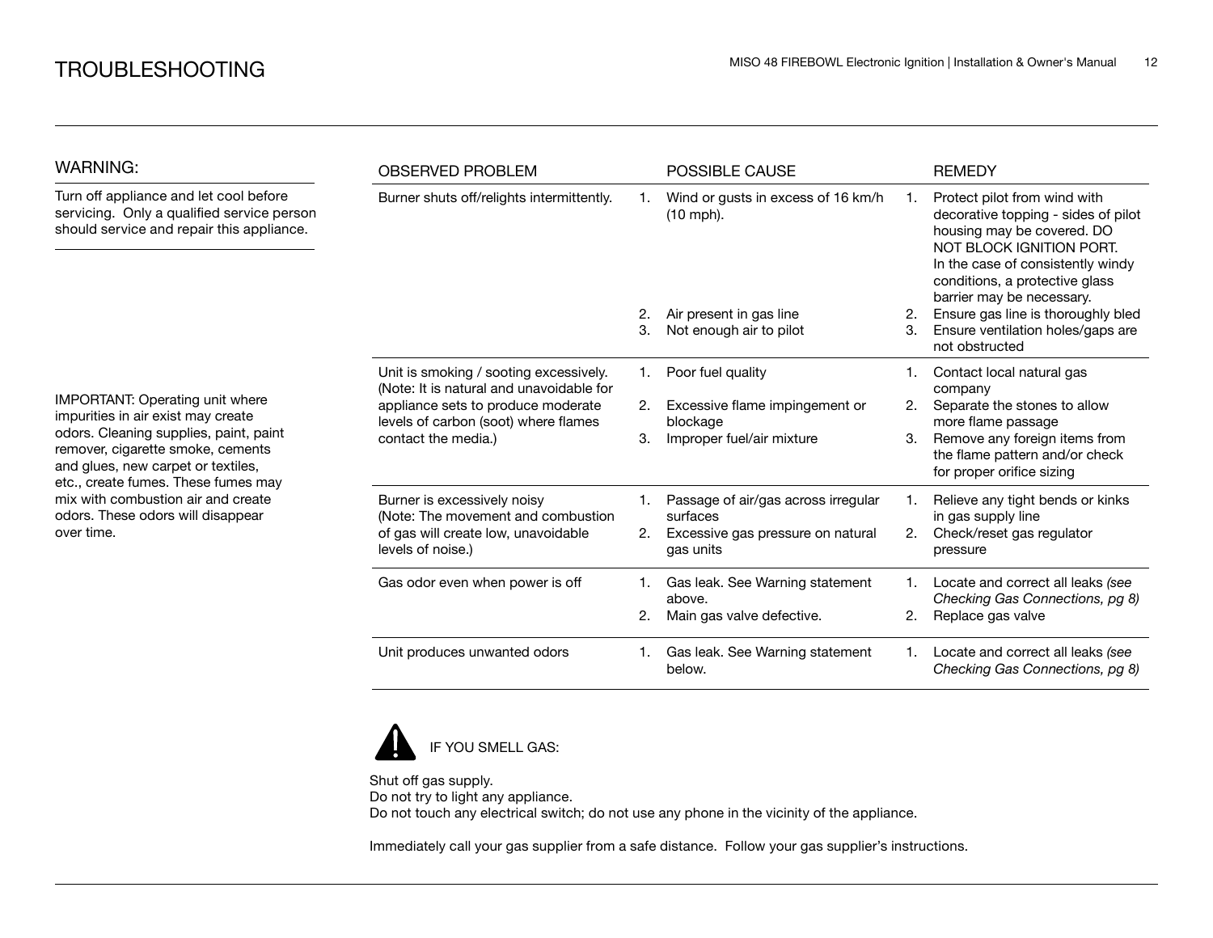# TROUBLESHOOTING

## WARNING:

Turn off appliance and let cool before servicing. Only a qualified service person should service and repair this appliance.

IMPORTANT: Operating unit where impurities in air exist may create odors. Cleaning supplies, paint, paint remover, cigarette smoke, cements and glues, new carpet or textiles, etc., create fumes. These fumes may mix with combustion air and create odors. These odors will disappear over time.

| OBSERVED PROBLEM | POSSIBLE CAUSE | REMEDY |
|---|---|---|
| Burner shuts off/relights intermittently. | 1. Wind or gusts in excess of 16 km/h (10 mph).<br>2. Air present in gas line<br>3. Not enough air to pilot | 1. Protect pilot from wind with decorative topping - sides of pilot housing may be covered. DO NOT BLOCK IGNITION PORT. In the case of consistently windy conditions, a protective glass barrier may be necessary.<br>2. Ensure gas line is thoroughly bled<br>3. Ensure ventilation holes/gaps are not obstructed |
| Unit is smoking / sooting excessively. (Note: It is natural and unavoidable for appliance sets to produce moderate levels of carbon (soot) where flames contact the media.) | 1. Poor fuel quality<br>2. Excessive flame impingement or blockage<br>3. Improper fuel/air mixture | 1. Contact local natural gas company<br>2. Separate the stones to allow more flame passage<br>3. Remove any foreign items from the flame pattern and/or check for proper orifice sizing |
| Burner is excessively noisy (Note: The movement and combustion of gas will create low, unavoidable levels of noise.) | 1. Passage of air/gas across irregular surfaces<br>2. Excessive gas pressure on natural gas units | 1. Relieve any tight bends or kinks in gas supply line<br>2. Check/reset gas regulator pressure |
| Gas odor even when power is off | 1. Gas leak. See Warning statement above.<br>2. Main gas valve defective. | 1. Locate and correct all leaks *(see Checking Gas Connections, pg 8)*<br>2. Replace gas valve |
| Unit produces unwanted odors | 1. Gas leak. See Warning statement below. | 1. Locate and correct all leaks *(see Checking Gas Connections, pg 8)* |

IF YOU SMELL GAS:

Shut off gas supply.
Do not try to light any appliance.
Do not touch any electrical switch; do not use any phone in the vicinity of the appliance.

Immediately call your gas supplier from a safe distance. Follow your gas supplier's instructions.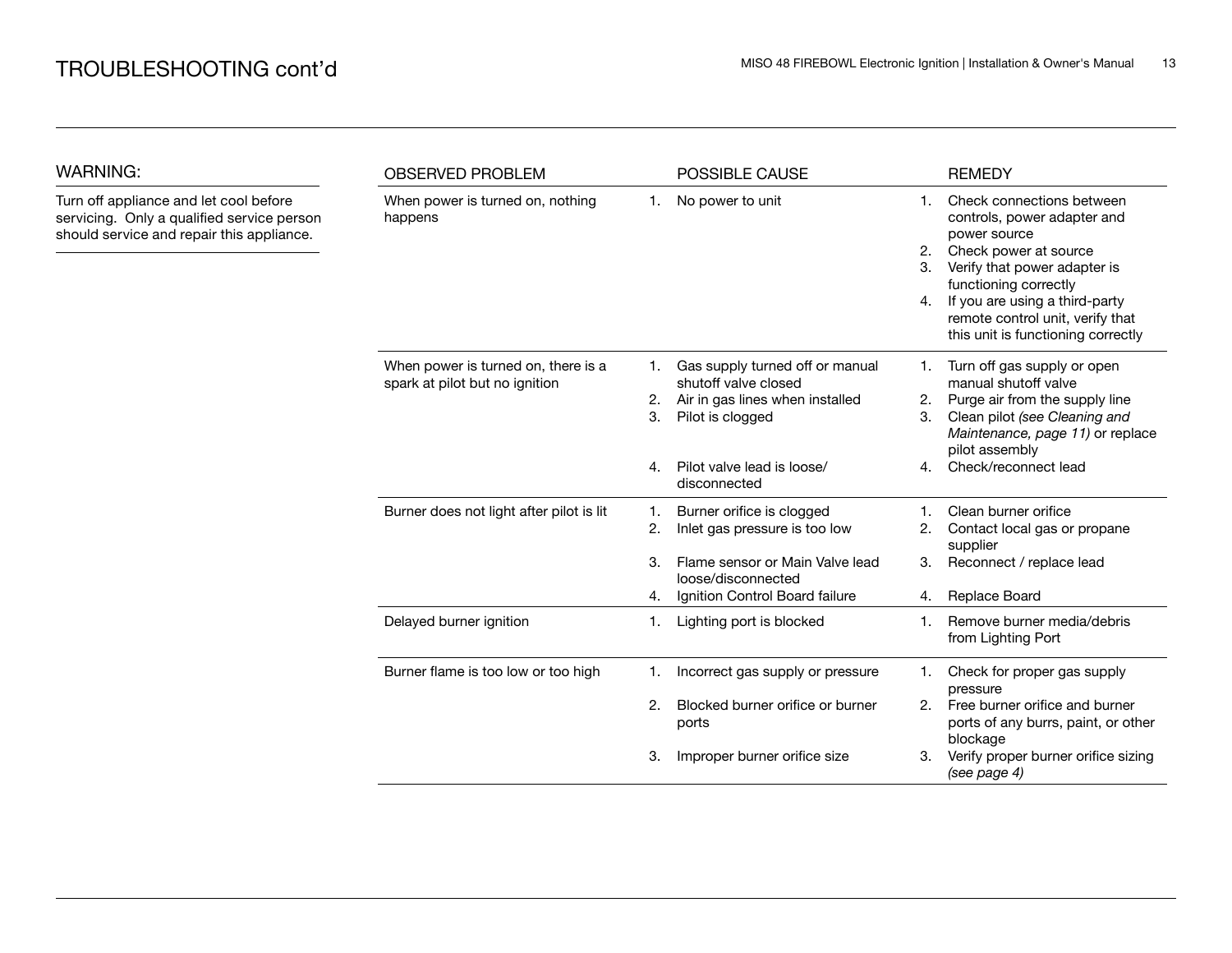# TROUBLESHOOTING cont'd

## WARNING:

Turn off appliance and let cool before servicing. Only a qualified service person should service and repair this appliance.

| OBSERVED PROBLEM | POSSIBLE CAUSE | REMEDY |
|---|---|---|
| When power is turned on, nothing happens | 1. No power to unit | 1. Check connections between controls, power adapter and power source<br>2. Check power at source<br>3. Verify that power adapter is functioning correctly<br>4. If you are using a third-party remote control unit, verify that this unit is functioning correctly |
| When power is turned on, there is a spark at pilot but no ignition | 1. Gas supply turned off or manual shutoff valve closed<br>2. Air in gas lines when installed<br>3. Pilot is clogged<br>4. Pilot valve lead is loose/ disconnected | 1. Turn off gas supply or open manual shutoff valve<br>2. Purge air from the supply line<br>3. Clean pilot *(see Cleaning and Maintenance, page 11)* or replace pilot assembly<br>4. Check/reconnect lead |
| Burner does not light after pilot is lit | 1. Burner orifice is clogged<br>2. Inlet gas pressure is too low<br>3. Flame sensor or Main Valve lead loose/disconnected<br>4. Ignition Control Board failure | 1. Clean burner orifice<br>2. Contact local gas or propane supplier<br>3. Reconnect / replace lead<br>4. Replace Board |
| Delayed burner ignition | 1. Lighting port is blocked | 1. Remove burner media/debris from Lighting Port |
| Burner flame is too low or too high | 1. Incorrect gas supply or pressure<br>2. Blocked burner orifice or burner ports<br>3. Improper burner orifice size | 1. Check for proper gas supply pressure<br>2. Free burner orifice and burner ports of any burrs, paint, or other blockage<br>3. Verify proper burner orifice sizing *(see page 4)* |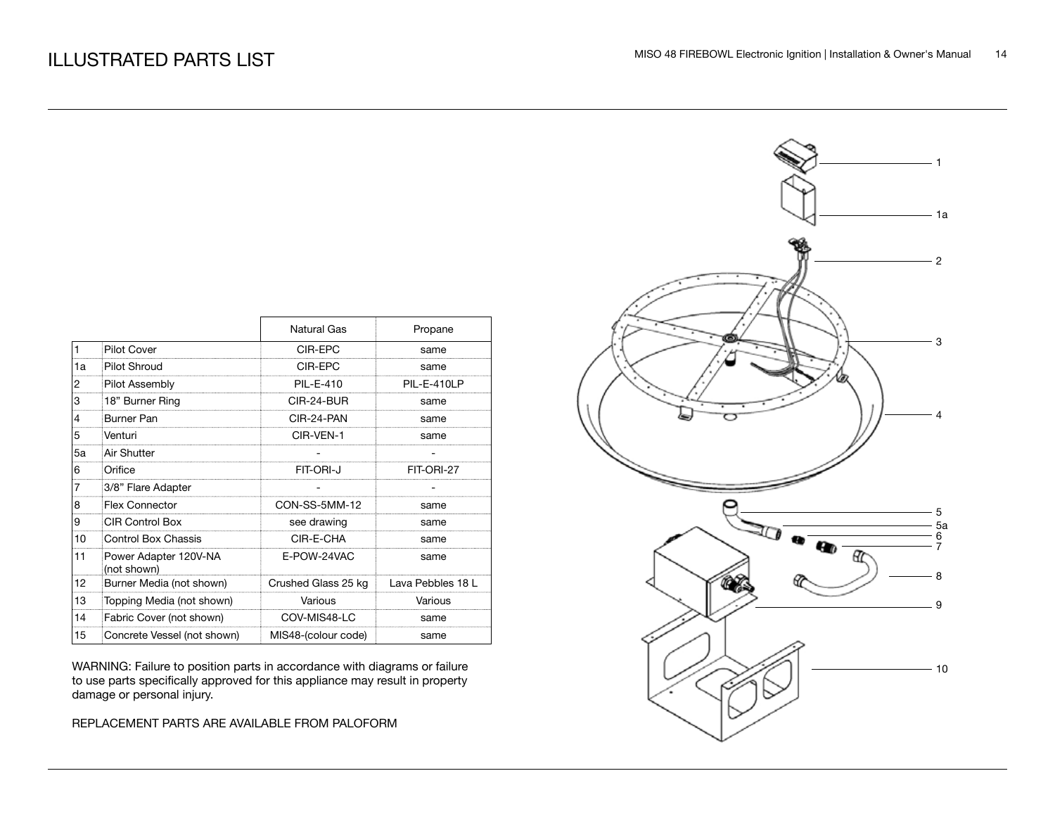# ILLUSTRATED PARTS LIST

| | | Natural Gas | Propane |
|---|---|---|---|
| 1 | Pilot Cover | CIR-EPC | same |
| 1a | Pilot Shroud | CIR-EPC | same |
| 2 | Pilot Assembly | PIL-E-410 | PIL-E-410LP |
| 3 | 18" Burner Ring | CIR-24-BUR | same |
| 4 | Burner Pan | CIR-24-PAN | same |
| 5 | Venturi | CIR-VEN-1 | same |
| 5a | Air Shutter | - | - |
| 6 | Orifice | FIT-ORI-J | FIT-ORI-27 |
| 7 | 3/8" Flare Adapter | - | - |
| 8 | Flex Connector | CON-SS-5MM-12 | same |
| 9 | CIR Control Box | see drawing | same |
| 10 | Control Box Chassis | CIR-E-CHA | same |
| 11 | Power Adapter 120V-NA (not shown) | E-POW-24VAC | same |
| 12 | Burner Media (not shown) | Crushed Glass 25 kg | Lava Pebbles 18 L |
| 13 | Topping Media (not shown) | Various | Various |
| 14 | Fabric Cover (not shown) | COV-MIS48-LC | same |
| 15 | Concrete Vessel (not shown) | MIS48-(colour code) | same |

WARNING: Failure to position parts in accordance with diagrams or failure to use parts specifically approved for this appliance may result in property damage or personal injury.

REPLACEMENT PARTS ARE AVAILABLE FROM PALOFORM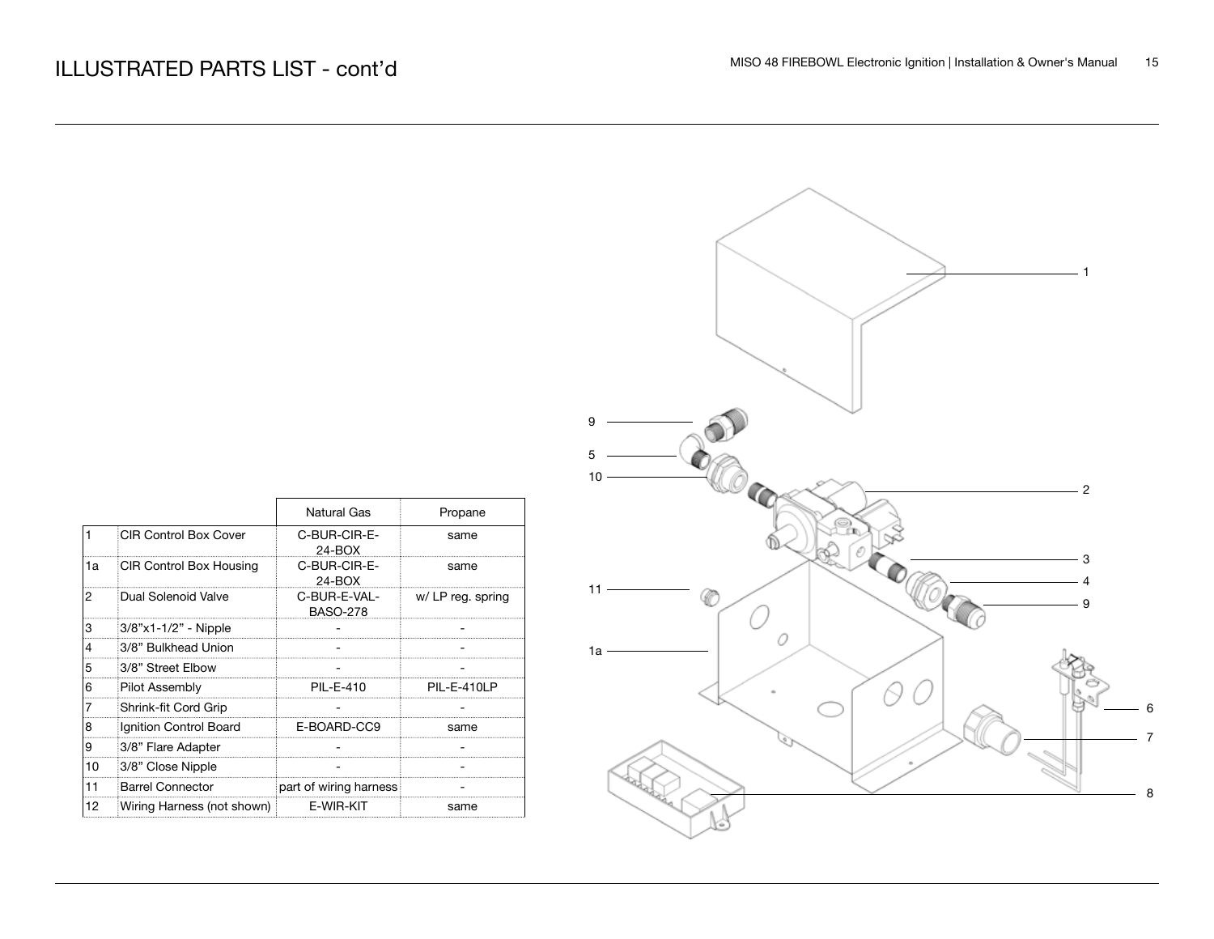# ILLUSTRATED PARTS LIST - cont'd

| | | Natural Gas | Propane |
|---|---|---|---|
| 1 | CIR Control Box Cover | C-BUR-CIR-E-24-BOX | same |
| 1a | CIR Control Box Housing | C-BUR-CIR-E-24-BOX | same |
| 2 | Dual Solenoid Valve | C-BUR-E-VAL-BASO-278 | w/ LP reg. spring |
| 3 | 3/8"x1-1/2" - Nipple | - | - |
| 4 | 3/8" Bulkhead Union | - | - |
| 5 | 3/8" Street Elbow | - | - |
| 6 | Pilot Assembly | PIL-E-410 | PIL-E-410LP |
| 7 | Shrink-fit Cord Grip | - | - |
| 8 | Ignition Control Board | E-BOARD-CC9 | same |
| 9 | 3/8" Flare Adapter | - | - |
| 10 | 3/8" Close Nipple | - | - |
| 11 | Barrel Connector | part of wiring harness | - |
| 12 | Wiring Harness (not shown) | E-WIR-KIT | same |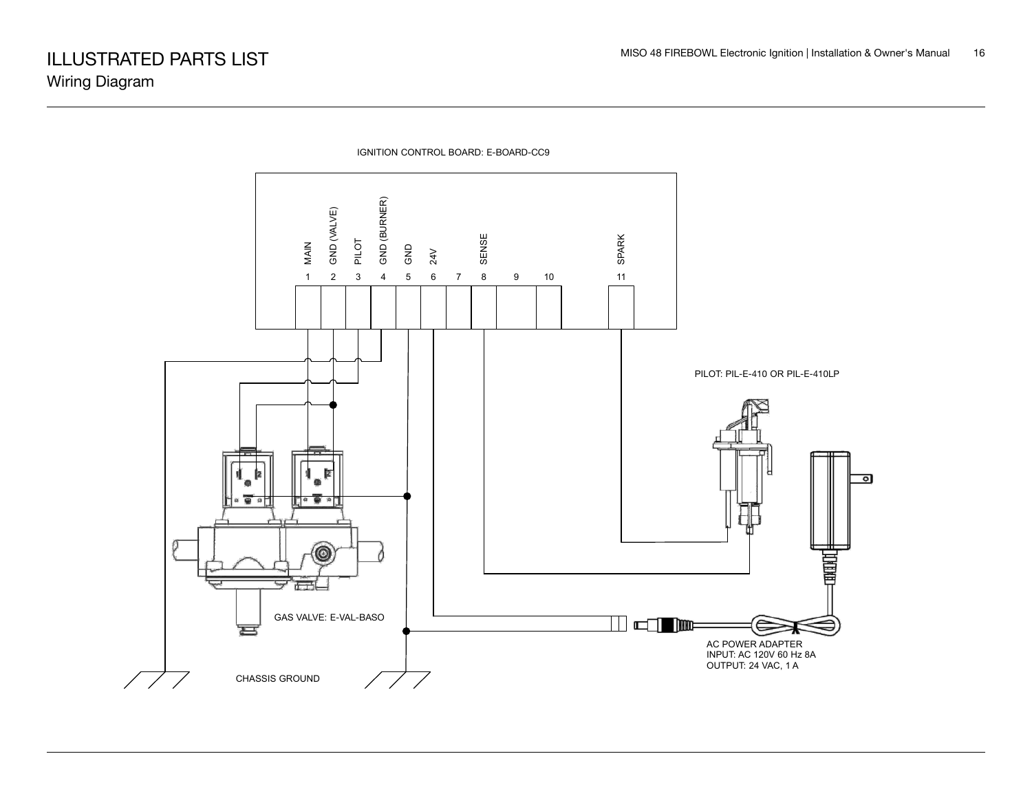# ILLUSTRATED PARTS LIST

## Wiring Diagram

IGNITION CONTROL BOARD: E-BOARD-CC9

| 1 | 2 | 3 | 4 | 5 | 6 | 7 | 8 | 9 | 10 | 11 |
|---|---|---|---|---|---|---|---|---|---|---|
| MAIN | GND (VALVE) | PILOT | GND (BURNER) | GND | 24V | | SENSE | | | SPARK |

PILOT: PIL-E-410 OR PIL-E-410LP

GAS VALVE: E-VAL-BASO

AC POWER ADAPTER
INPUT: AC 120V 60 Hz 8A
OUTPUT: 24 VAC, 1 A

CHASSIS GROUND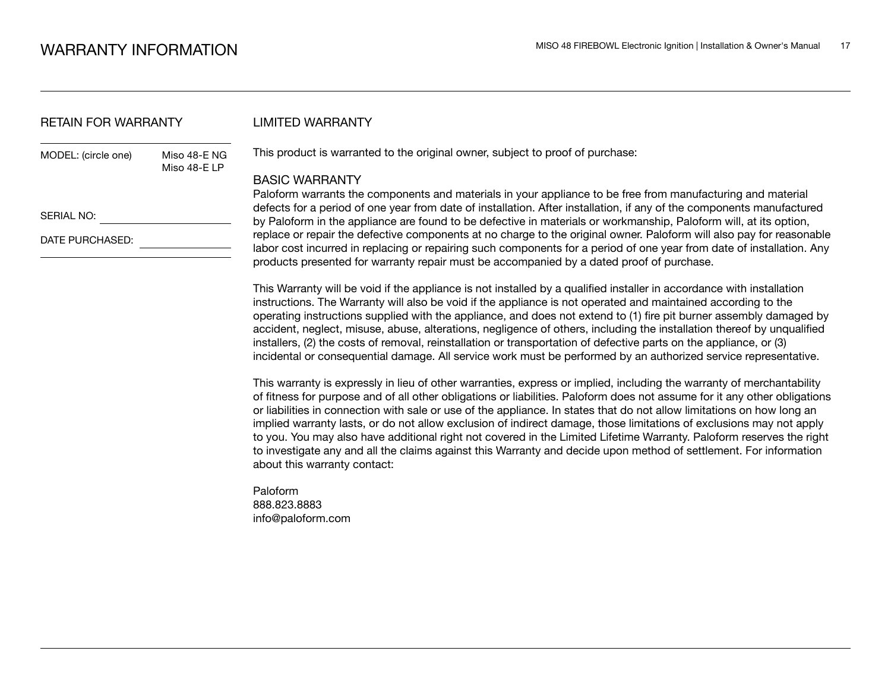# WARRANTY INFORMATION

## RETAIN FOR WARRANTY

MODEL: (circle one) Miso 48-E NG
Miso 48-E LP

SERIAL NO: \_\_\_\_\_\_\_\_\_\_\_\_\_\_\_\_\_\_\_\_

DATE PURCHASED: \_\_\_\_\_\_\_\_\_\_\_\_\_\_\_\_

## LIMITED WARRANTY

This product is warranted to the original owner, subject to proof of purchase:

### BASIC WARRANTY

Paloform warrants the components and materials in your appliance to be free from manufacturing and material defects for a period of one year from date of installation. After installation, if any of the components manufactured by Paloform in the appliance are found to be defective in materials or workmanship, Paloform will, at its option, replace or repair the defective components at no charge to the original owner. Paloform will also pay for reasonable labor cost incurred in replacing or repairing such components for a period of one year from date of installation. Any products presented for warranty repair must be accompanied by a dated proof of purchase.

This Warranty will be void if the appliance is not installed by a qualified installer in accordance with installation instructions. The Warranty will also be void if the appliance is not operated and maintained according to the operating instructions supplied with the appliance, and does not extend to (1) fire pit burner assembly damaged by accident, neglect, misuse, abuse, alterations, negligence of others, including the installation thereof by unqualified installers, (2) the costs of removal, reinstallation or transportation of defective parts on the appliance, or (3) incidental or consequential damage. All service work must be performed by an authorized service representative.

This warranty is expressly in lieu of other warranties, express or implied, including the warranty of merchantability of fitness for purpose and of all other obligations or liabilities. Paloform does not assume for it any other obligations or liabilities in connection with sale or use of the appliance. In states that do not allow limitations on how long an implied warranty lasts, or do not allow exclusion of indirect damage, those limitations of exclusions may not apply to you. You may also have additional right not covered in the Limited Lifetime Warranty. Paloform reserves the right to investigate any and all the claims against this Warranty and decide upon method of settlement. For information about this warranty contact:

Paloform
888.823.8883
info@paloform.com